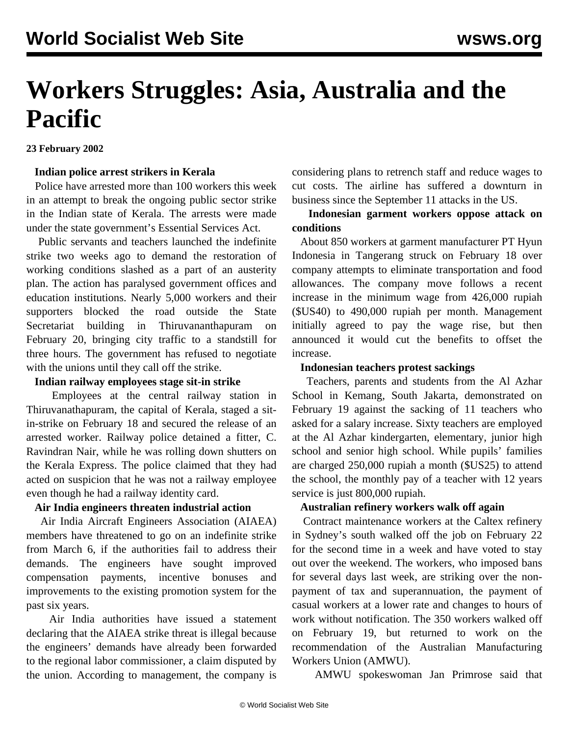# Workers Struggles: Asia, Australia and the Pacific

**23 February 2002**

**Indian police arrest strikers in Kerala**

Police have arrested more than 100 workers this week in an attempt to break the ongoing public sector strike in the Indian state of Kerala. The arrests were made under the state government's Essential Services Act.

Public servants and teachers launched the indefinite strike two weeks ago to demand the restoration of working conditions slashed as a part of an austerity plan. The action has paralysed government offices and education institutions. Nearly 5,000 workers and their supporters blocked the road outside the State Secretariat building in Thiruvananthapuram on February 20, bringing city traffic to a standstill for three hours. The government has refused to negotiate with the unions until they call off the strike.

**Indian railway employees stage sit-in strike**

Employees at the central railway station in Thiruvanathapuram, the capital of Kerala, staged a sit-in-strike on February 18 and secured the release of an arrested worker. Railway police detained a fitter, C. Ravindran Nair, while he was rolling down shutters on the Kerala Express. The police claimed that they had acted on suspicion that he was not a railway employee even though he had a railway identity card.

**Air India engineers threaten industrial action**

Air India Aircraft Engineers Association (AIAEA) members have threatened to go on an indefinite strike from March 6, if the authorities fail to address their demands. The engineers have sought improved compensation payments, incentive bonuses and improvements to the existing promotion system for the past six years.

Air India authorities have issued a statement declaring that the AIAEA strike threat is illegal because the engineers' demands have already been forwarded to the regional labor commissioner, a claim disputed by the union. According to management, the company is considering plans to retrench staff and reduce wages to cut costs. The airline has suffered a downturn in business since the September 11 attacks in the US.

**Indonesian garment workers oppose attack on conditions**

About 850 workers at garment manufacturer PT Hyun Indonesia in Tangerang struck on February 18 over company attempts to eliminate transportation and food allowances. The company move follows a recent increase in the minimum wage from 426,000 rupiah ($US40) to 490,000 rupiah per month. Management initially agreed to pay the wage rise, but then announced it would cut the benefits to offset the increase.

**Indonesian teachers protest sackings**

Teachers, parents and students from the Al Azhar School in Kemang, South Jakarta, demonstrated on February 19 against the sacking of 11 teachers who asked for a salary increase. Sixty teachers are employed at the Al Azhar kindergarten, elementary, junior high school and senior high school. While pupils' families are charged 250,000 rupiah a month ($US25) to attend the school, the monthly pay of a teacher with 12 years service is just 800,000 rupiah.

**Australian refinery workers walk off again**

Contract maintenance workers at the Caltex refinery in Sydney's south walked off the job on February 22 for the second time in a week and have voted to stay out over the weekend. The workers, who imposed bans for several days last week, are striking over the non-payment of tax and superannuation, the payment of casual workers at a lower rate and changes to hours of work without notification. The 350 workers walked off on February 19, but returned to work on the recommendation of the Australian Manufacturing Workers Union (AMWU).

AMWU spokeswoman Jan Primrose said that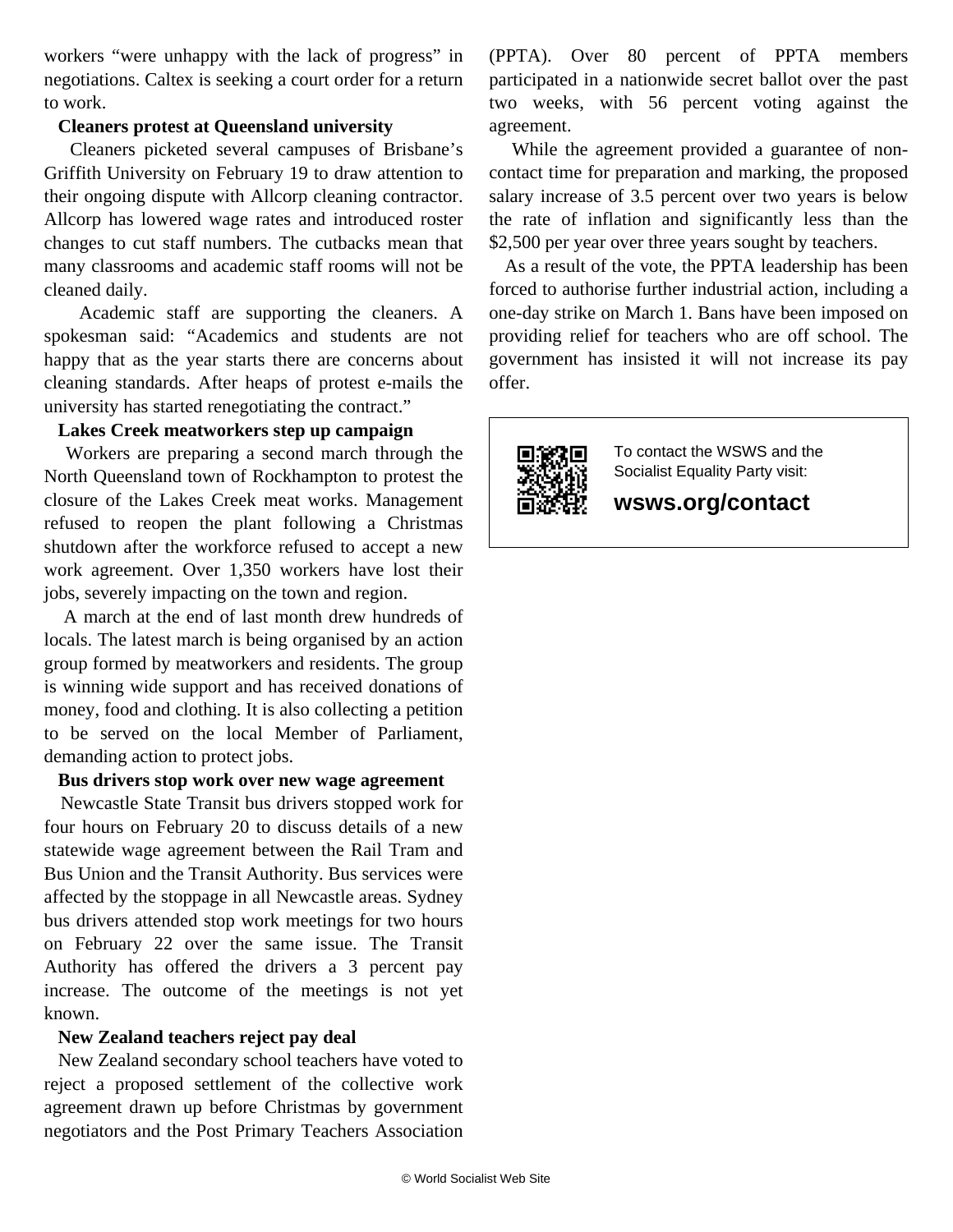workers "were unhappy with the lack of progress" in negotiations. Caltex is seeking a court order for a return to work.

**Cleaners protest at Queensland university**

Cleaners picketed several campuses of Brisbane's Griffith University on February 19 to draw attention to their ongoing dispute with Allcorp cleaning contractor. Allcorp has lowered wage rates and introduced roster changes to cut staff numbers. The cutbacks mean that many classrooms and academic staff rooms will not be cleaned daily.

Academic staff are supporting the cleaners. A spokesman said: "Academics and students are not happy that as the year starts there are concerns about cleaning standards. After heaps of protest e-mails the university has started renegotiating the contract."

**Lakes Creek meatworkers step up campaign**

Workers are preparing a second march through the North Queensland town of Rockhampton to protest the closure of the Lakes Creek meat works. Management refused to reopen the plant following a Christmas shutdown after the workforce refused to accept a new work agreement. Over 1,350 workers have lost their jobs, severely impacting on the town and region.

A march at the end of last month drew hundreds of locals. The latest march is being organised by an action group formed by meatworkers and residents. The group is winning wide support and has received donations of money, food and clothing. It is also collecting a petition to be served on the local Member of Parliament, demanding action to protect jobs.

**Bus drivers stop work over new wage agreement**

Newcastle State Transit bus drivers stopped work for four hours on February 20 to discuss details of a new statewide wage agreement between the Rail Tram and Bus Union and the Transit Authority. Bus services were affected by the stoppage in all Newcastle areas. Sydney bus drivers attended stop work meetings for two hours on February 22 over the same issue. The Transit Authority has offered the drivers a 3 percent pay increase. The outcome of the meetings is not yet known.

**New Zealand teachers reject pay deal**

New Zealand secondary school teachers have voted to reject a proposed settlement of the collective work agreement drawn up before Christmas by government negotiators and the Post Primary Teachers Association (PPTA). Over 80 percent of PPTA members participated in a nationwide secret ballot over the past two weeks, with 56 percent voting against the agreement.

While the agreement provided a guarantee of non-contact time for preparation and marking, the proposed salary increase of 3.5 percent over two years is below the rate of inflation and significantly less than the $2,500 per year over three years sought by teachers.

As a result of the vote, the PPTA leadership has been forced to authorise further industrial action, including a one-day strike on March 1. Bans have been imposed on providing relief for teachers who are off school. The government has insisted it will not increase its pay offer.

To contact the WSWS and the Socialist Equality Party visit:

**wsws.org/contact**